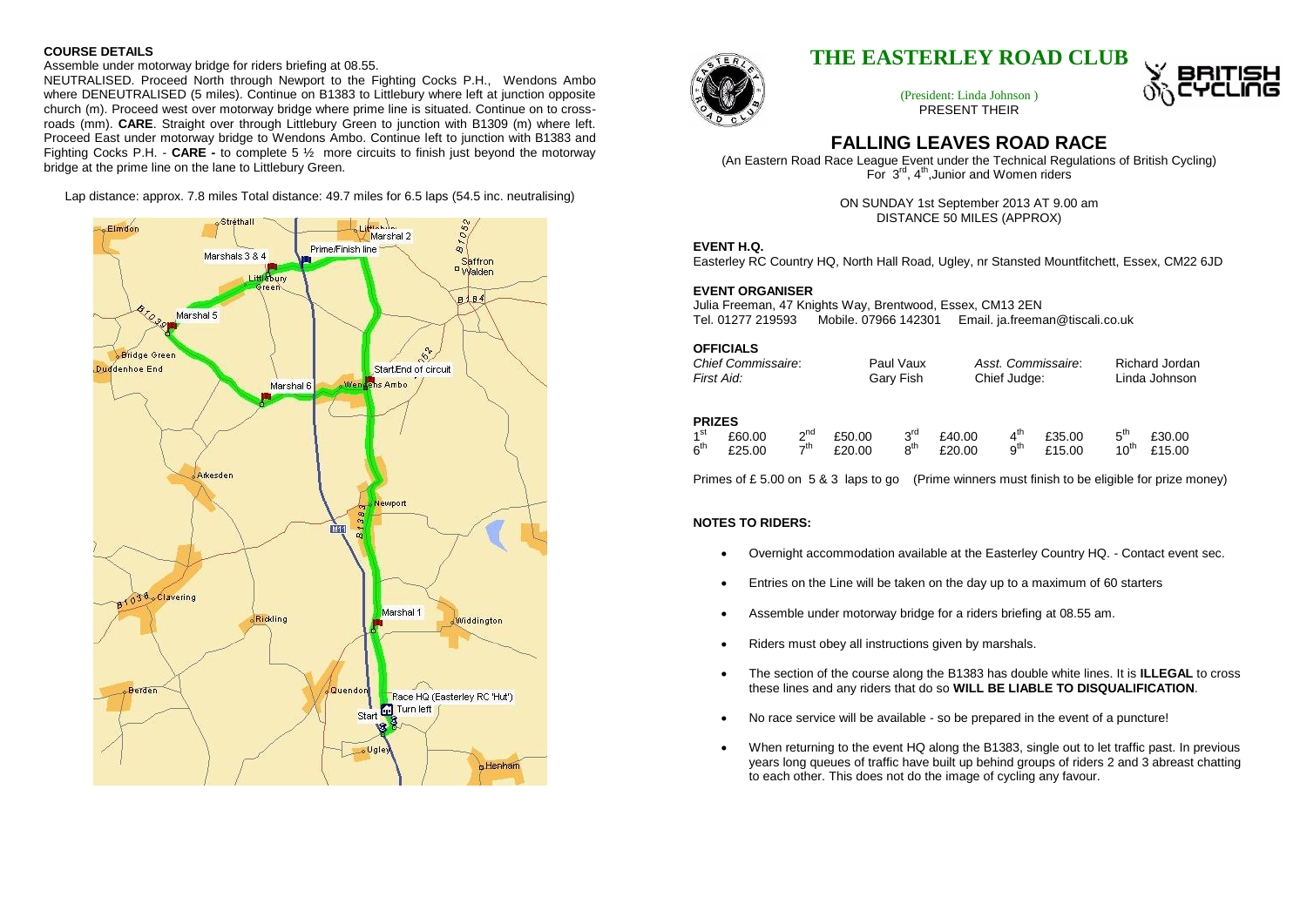## COURSE DETAILS

Assemble under motorway bridge for riders briefing at 08.55.

NEUTRALISED. Proceed North through Newport to the Fighting Cocks P.H., Wendons Ambo where DENEUTRALISED (5 miles). Continue on B1383 to Littlebury where left at junction opposite church (m). Proceed west over motorway bridge where prime line is situated. Continue on to cross-roads (mm). **CARE**. Straight over through Littlebury Green to junction with B1309 (m) where left. Proceed East under motorway bridge to Wendons Ambo. Continue left to junction with B1383 and Fighting Cocks P.H. - **CARE -** to complete 5 ½ more circuits to finish just beyond the motorway bridge at the prime line on the lane to Littlebury Green.

Lap distance: approx. 7.8 miles Total distance: 49.7 miles for 6.5 laps (54.5 inc. neutralising)

# THE EASTERLEY ROAD CLUB

(President: Linda Johnson )
PRESENT THEIR

# FALLING LEAVES ROAD RACE

(An Eastern Road Race League Event under the Technical Regulations of British Cycling)
For 3rd, 4th, Junior and Women riders

ON SUNDAY 1st September 2013 AT 9.00 am
DISTANCE 50 MILES (APPROX)

### EVENT H.Q.

Easterley RC Country HQ, North Hall Road, Ugley, nr Stansted Mountfitchett, Essex, CM22 6JD

### EVENT ORGANISER

Julia Freeman, 47 Knights Way, Brentwood, Essex, CM13 2EN
Tel. 01277 219593 Mobile. 07966 142301 Email. ja.freeman@tiscali.co.uk

### OFFICIALS

| | | | |
|---|---|---|---|
| *Chief Commissaire*: | Paul Vaux | *Asst. Commissaire*: | Richard Jordan |
| *First Aid:* | Gary Fish | Chief Judge: | Linda Johnson |

### PRIZES

| | | | | | | | | | |
|---|---|---|---|---|---|---|---|---|---|
| 1st | £60.00 | 2nd | £50.00 | 3rd | £40.00 | 4th | £35.00 | 5th | £30.00 |
| 6th | £25.00 | 7th | £20.00 | 8th | £20.00 | 9th | £15.00 | 10th | £15.00 |

Primes of £ 5.00 on 5 & 3 laps to go (Prime winners must finish to be eligible for prize money)

### NOTES TO RIDERS:

- Overnight accommodation available at the Easterley Country HQ. - Contact event sec.
- Entries on the Line will be taken on the day up to a maximum of 60 starters
- Assemble under motorway bridge for a riders briefing at 08.55 am.
- Riders must obey all instructions given by marshals.
- The section of the course along the B1383 has double white lines. It is **ILLEGAL** to cross these lines and any riders that do so **WILL BE LIABLE TO DISQUALIFICATION**.
- No race service will be available - so be prepared in the event of a puncture!
- When returning to the event HQ along the B1383, single out to let traffic past. In previous years long queues of traffic have built up behind groups of riders 2 and 3 abreast chatting to each other. This does not do the image of cycling any favour.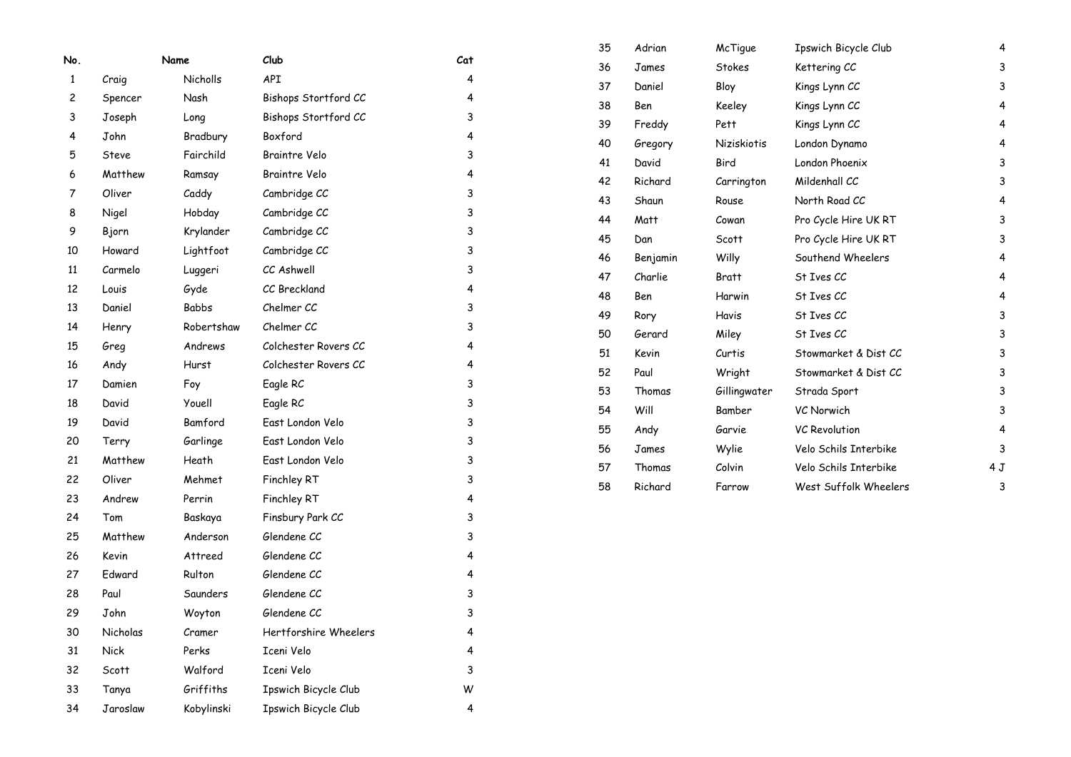| No. | Name | | Club | Cat |
|---|---|---|---|---|
| 1 | Craig | Nicholls | API | 4 |
| 2 | Spencer | Nash | Bishops Stortford CC | 4 |
| 3 | Joseph | Long | Bishops Stortford CC | 3 |
| 4 | John | Bradbury | Boxford | 4 |
| 5 | Steve | Fairchild | Braintre Velo | 3 |
| 6 | Matthew | Ramsay | Braintre Velo | 4 |
| 7 | Oliver | Caddy | Cambridge CC | 3 |
| 8 | Nigel | Hobday | Cambridge CC | 3 |
| 9 | Bjorn | Krylander | Cambridge CC | 3 |
| 10 | Howard | Lightfoot | Cambridge CC | 3 |
| 11 | Carmelo | Luggeri | CC Ashwell | 3 |
| 12 | Louis | Gyde | CC Breckland | 4 |
| 13 | Daniel | Babbs | Chelmer CC | 3 |
| 14 | Henry | Robertshaw | Chelmer CC | 3 |
| 15 | Greg | Andrews | Colchester Rovers CC | 4 |
| 16 | Andy | Hurst | Colchester Rovers CC | 4 |
| 17 | Damien | Foy | Eagle RC | 3 |
| 18 | David | Youell | Eagle RC | 3 |
| 19 | David | Bamford | East London Velo | 3 |
| 20 | Terry | Garlinge | East London Velo | 3 |
| 21 | Matthew | Heath | East London Velo | 3 |
| 22 | Oliver | Mehmet | Finchley RT | 3 |
| 23 | Andrew | Perrin | Finchley RT | 4 |
| 24 | Tom | Baskaya | Finsbury Park CC | 3 |
| 25 | Matthew | Anderson | Glendene CC | 3 |
| 26 | Kevin | Attreed | Glendene CC | 4 |
| 27 | Edward | Rulton | Glendene CC | 4 |
| 28 | Paul | Saunders | Glendene CC | 3 |
| 29 | John | Woyton | Glendene CC | 3 |
| 30 | Nicholas | Cramer | Hertforshire Wheelers | 4 |
| 31 | Nick | Perks | Iceni Velo | 4 |
| 32 | Scott | Walford | Iceni Velo | 3 |
| 33 | Tanya | Griffiths | Ipswich Bicycle Club | W |
| 34 | Jaroslaw | Kobylinski | Ipswich Bicycle Club | 4 |
| 35 | Adrian | McTigue | Ipswich Bicycle Club | 4 |
| 36 | James | Stokes | Kettering CC | 3 |
| 37 | Daniel | Bloy | Kings Lynn CC | 3 |
| 38 | Ben | Keeley | Kings Lynn CC | 4 |
| 39 | Freddy | Pett | Kings Lynn CC | 4 |
| 40 | Gregory | Niziskiotis | London Dynamo | 4 |
| 41 | David | Bird | London Phoenix | 3 |
| 42 | Richard | Carrington | Mildenhall CC | 3 |
| 43 | Shaun | Rouse | North Road CC | 4 |
| 44 | Matt | Cowan | Pro Cycle Hire UK RT | 3 |
| 45 | Dan | Scott | Pro Cycle Hire UK RT | 3 |
| 46 | Benjamin | Willy | Southend Wheelers | 4 |
| 47 | Charlie | Bratt | St Ives CC | 4 |
| 48 | Ben | Harwin | St Ives CC | 4 |
| 49 | Rory | Havis | St Ives CC | 3 |
| 50 | Gerard | Miley | St Ives CC | 3 |
| 51 | Kevin | Curtis | Stowmarket & Dist CC | 3 |
| 52 | Paul | Wright | Stowmarket & Dist CC | 3 |
| 53 | Thomas | Gillingwater | Strada Sport | 3 |
| 54 | Will | Bamber | VC Norwich | 3 |
| 55 | Andy | Garvie | VC Revolution | 4 |
| 56 | James | Wylie | Velo Schils Interbike | 3 |
| 57 | Thomas | Colvin | Velo Schils Interbike | 4 J |
| 58 | Richard | Farrow | West Suffolk Wheelers | 3 |